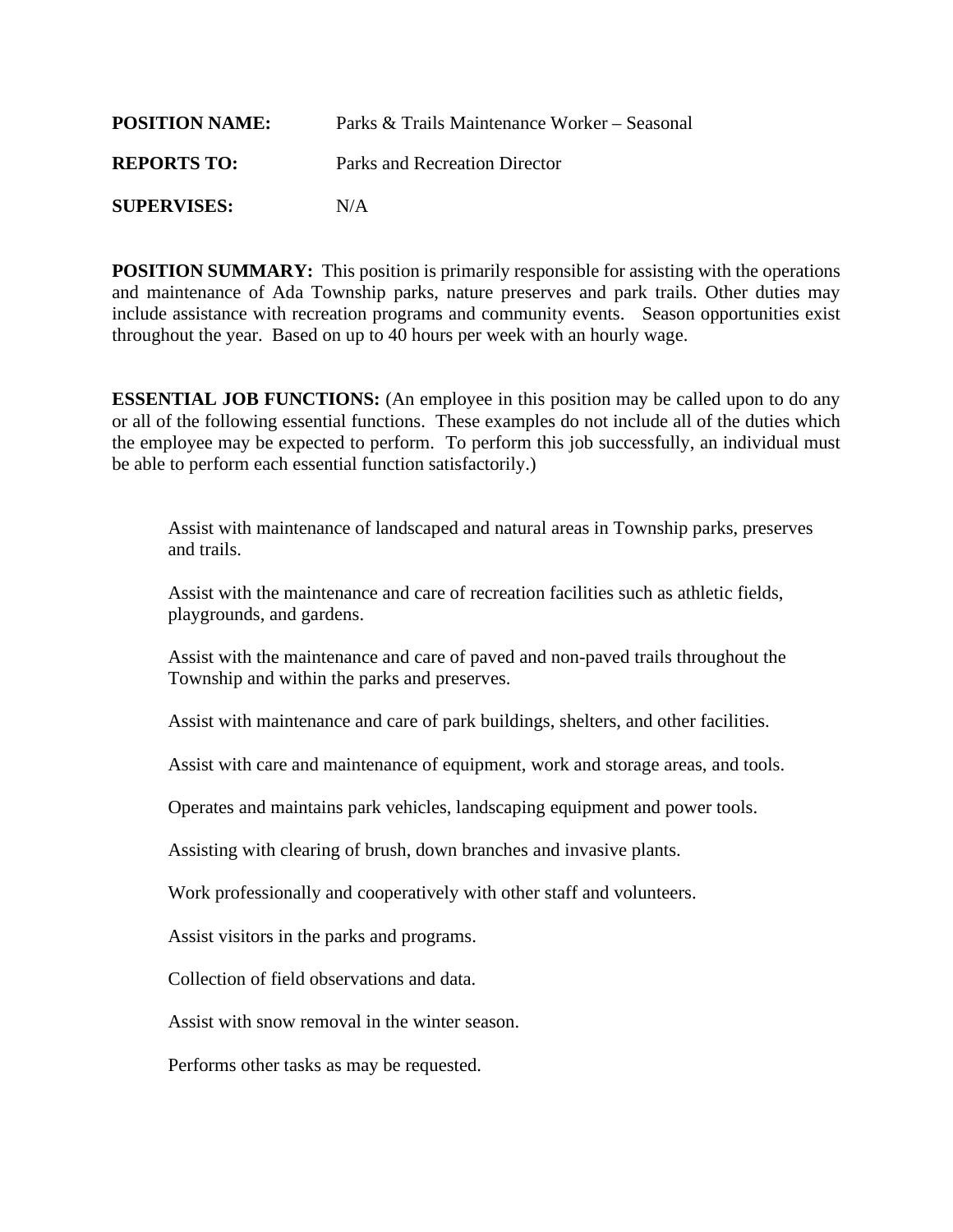**POSITION NAME:** Parks & Trails Maintenance Worker – Seasonal

**REPORTS TO:** Parks and Recreation Director

**SUPERVISES:** N/A

**POSITION SUMMARY:** This position is primarily responsible for assisting with the operations and maintenance of Ada Township parks, nature preserves and park trails. Other duties may include assistance with recreation programs and community events. Season opportunities exist throughout the year. Based on up to 40 hours per week with an hourly wage.

**ESSENTIAL JOB FUNCTIONS:** (An employee in this position may be called upon to do any or all of the following essential functions. These examples do not include all of the duties which the employee may be expected to perform. To perform this job successfully, an individual must be able to perform each essential function satisfactorily.)

Assist with maintenance of landscaped and natural areas in Township parks, preserves and trails.

Assist with the maintenance and care of recreation facilities such as athletic fields, playgrounds, and gardens.

Assist with the maintenance and care of paved and non-paved trails throughout the Township and within the parks and preserves.

Assist with maintenance and care of park buildings, shelters, and other facilities.

Assist with care and maintenance of equipment, work and storage areas, and tools.

Operates and maintains park vehicles, landscaping equipment and power tools.

Assisting with clearing of brush, down branches and invasive plants.

Work professionally and cooperatively with other staff and volunteers.

Assist visitors in the parks and programs.

Collection of field observations and data.

Assist with snow removal in the winter season.

Performs other tasks as may be requested.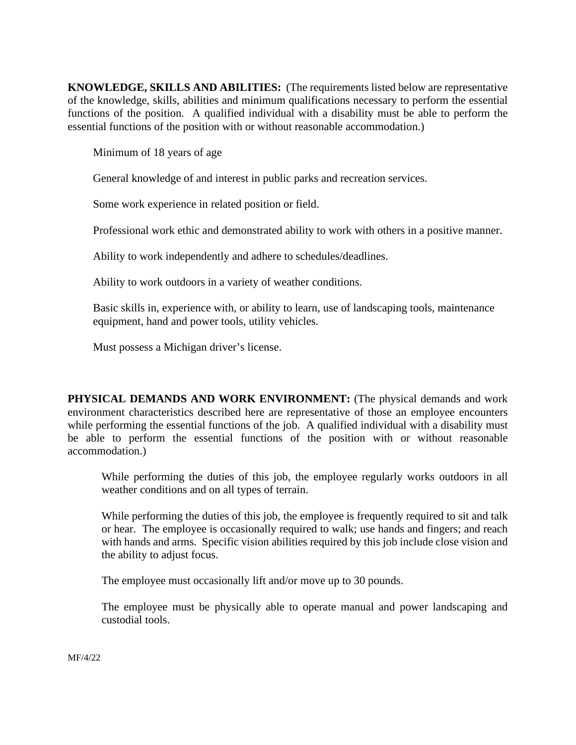**KNOWLEDGE, SKILLS AND ABILITIES:** (The requirements listed below are representative of the knowledge, skills, abilities and minimum qualifications necessary to perform the essential functions of the position. A qualified individual with a disability must be able to perform the essential functions of the position with or without reasonable accommodation.)

Minimum of 18 years of age

General knowledge of and interest in public parks and recreation services.

Some work experience in related position or field.

Professional work ethic and demonstrated ability to work with others in a positive manner.

Ability to work independently and adhere to schedules/deadlines.

Ability to work outdoors in a variety of weather conditions.

Basic skills in, experience with, or ability to learn, use of landscaping tools, maintenance equipment, hand and power tools, utility vehicles.

Must possess a Michigan driver's license.

**PHYSICAL DEMANDS AND WORK ENVIRONMENT:** (The physical demands and work environment characteristics described here are representative of those an employee encounters while performing the essential functions of the job. A qualified individual with a disability must be able to perform the essential functions of the position with or without reasonable accommodation.)

While performing the duties of this job, the employee regularly works outdoors in all weather conditions and on all types of terrain.

While performing the duties of this job, the employee is frequently required to sit and talk or hear. The employee is occasionally required to walk; use hands and fingers; and reach with hands and arms. Specific vision abilities required by this job include close vision and the ability to adjust focus.

The employee must occasionally lift and/or move up to 30 pounds.

The employee must be physically able to operate manual and power landscaping and custodial tools.

MF/4/22